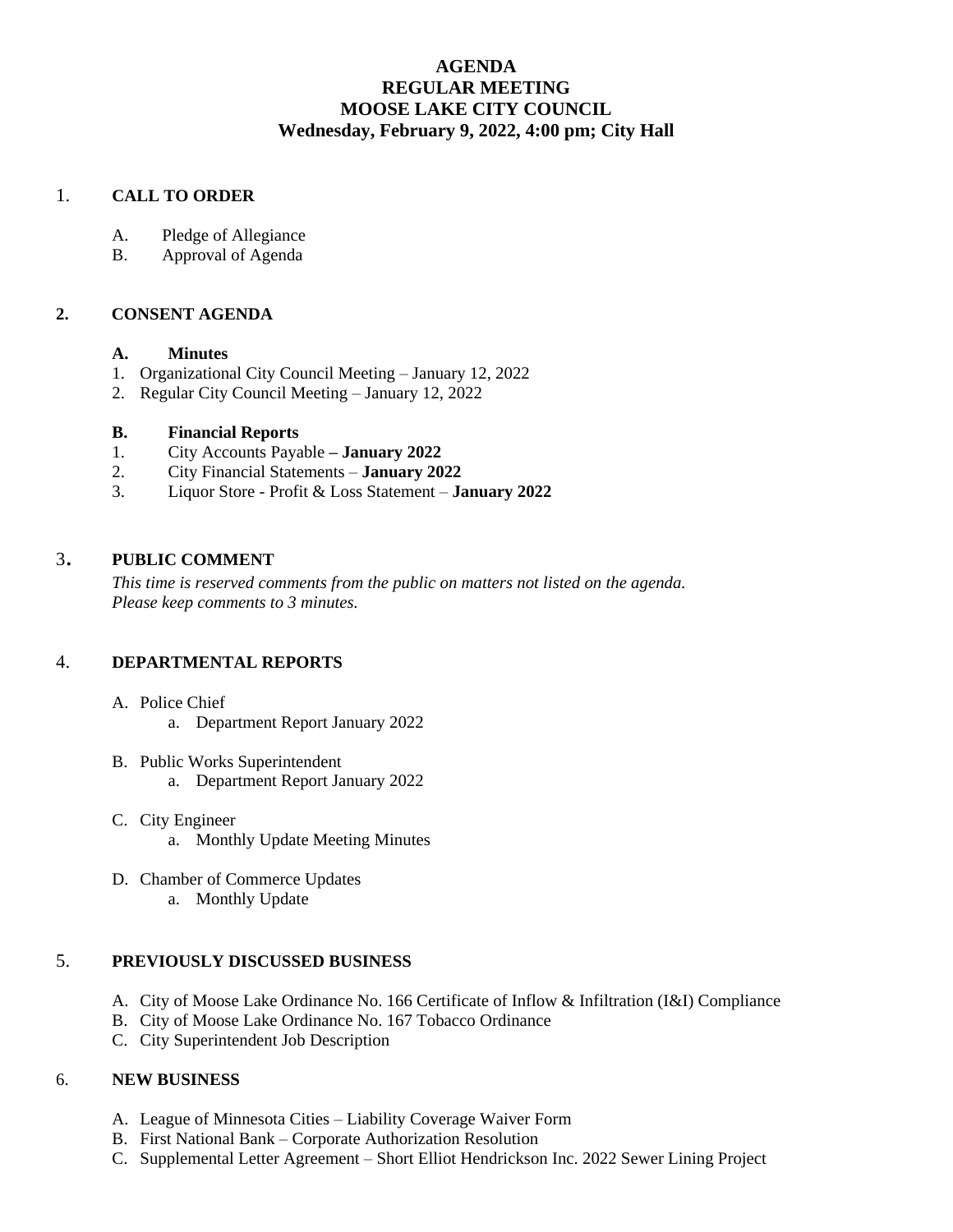# AGENDA
# REGULAR MEETING
# MOOSE LAKE CITY COUNCIL
## Wednesday, February 9, 2022, 4:00 pm; City Hall

## 1. CALL TO ORDER

A. Pledge of Allegiance
B. Approval of Agenda

## 2. CONSENT AGENDA

### A. Minutes

1. Organizational City Council Meeting – January 12, 2022
2. Regular City Council Meeting – January 12, 2022

### B. Financial Reports

1. City Accounts Payable **– January 2022**
2. City Financial Statements – **January 2022**
3. Liquor Store - Profit & Loss Statement – **January 2022**

## 3. PUBLIC COMMENT

*This time is reserved comments from the public on matters not listed on the agenda. Please keep comments to 3 minutes.*

## 4. DEPARTMENTAL REPORTS

A. Police Chief
   a. Department Report January 2022

B. Public Works Superintendent
   a. Department Report January 2022

C. City Engineer
   a. Monthly Update Meeting Minutes

D. Chamber of Commerce Updates
   a. Monthly Update

## 5. PREVIOUSLY DISCUSSED BUSINESS

A. City of Moose Lake Ordinance No. 166 Certificate of Inflow & Infiltration (I&I) Compliance
B. City of Moose Lake Ordinance No. 167 Tobacco Ordinance
C. City Superintendent Job Description

## 6. NEW BUSINESS

A. League of Minnesota Cities – Liability Coverage Waiver Form
B. First National Bank – Corporate Authorization Resolution
C. Supplemental Letter Agreement – Short Elliot Hendrickson Inc. 2022 Sewer Lining Project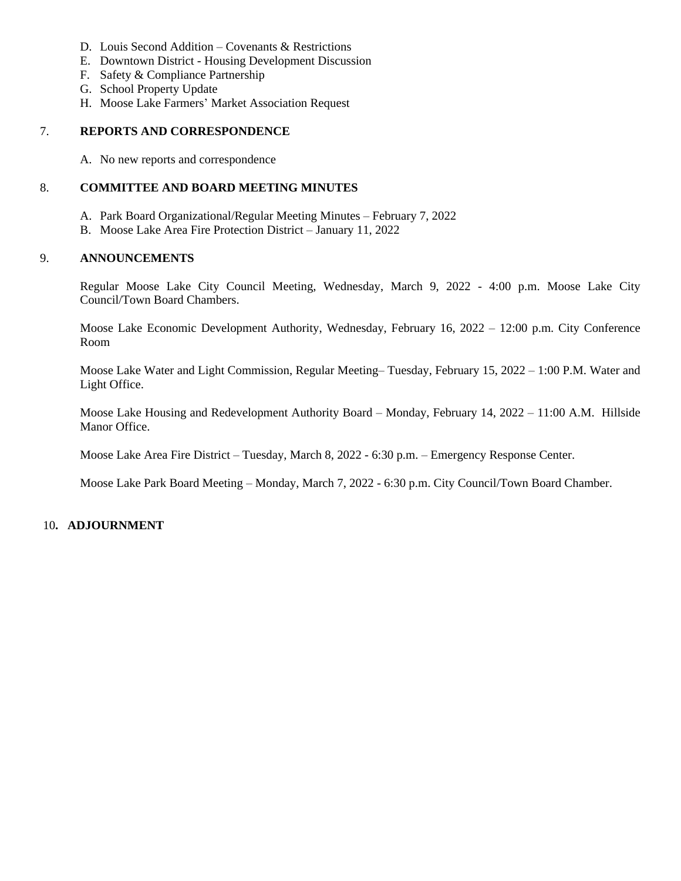D. Louis Second Addition – Covenants & Restrictions
E. Downtown District - Housing Development Discussion
F. Safety & Compliance Partnership
G. School Property Update
H. Moose Lake Farmers' Market Association Request

## 7. REPORTS AND CORRESPONDENCE

A. No new reports and correspondence

## 8. COMMITTEE AND BOARD MEETING MINUTES

A. Park Board Organizational/Regular Meeting Minutes – February 7, 2022
B. Moose Lake Area Fire Protection District – January 11, 2022

## 9. ANNOUNCEMENTS

Regular Moose Lake City Council Meeting, Wednesday, March 9, 2022 - 4:00 p.m. Moose Lake City Council/Town Board Chambers.

Moose Lake Economic Development Authority, Wednesday, February 16, 2022 – 12:00 p.m. City Conference Room

Moose Lake Water and Light Commission, Regular Meeting– Tuesday, February 15, 2022 – 1:00 P.M. Water and Light Office.

Moose Lake Housing and Redevelopment Authority Board – Monday, February 14, 2022 – 11:00 A.M. Hillside Manor Office.

Moose Lake Area Fire District – Tuesday, March 8, 2022 - 6:30 p.m. – Emergency Response Center.

Moose Lake Park Board Meeting – Monday, March 7, 2022 - 6:30 p.m. City Council/Town Board Chamber.

## 10. ADJOURNMENT